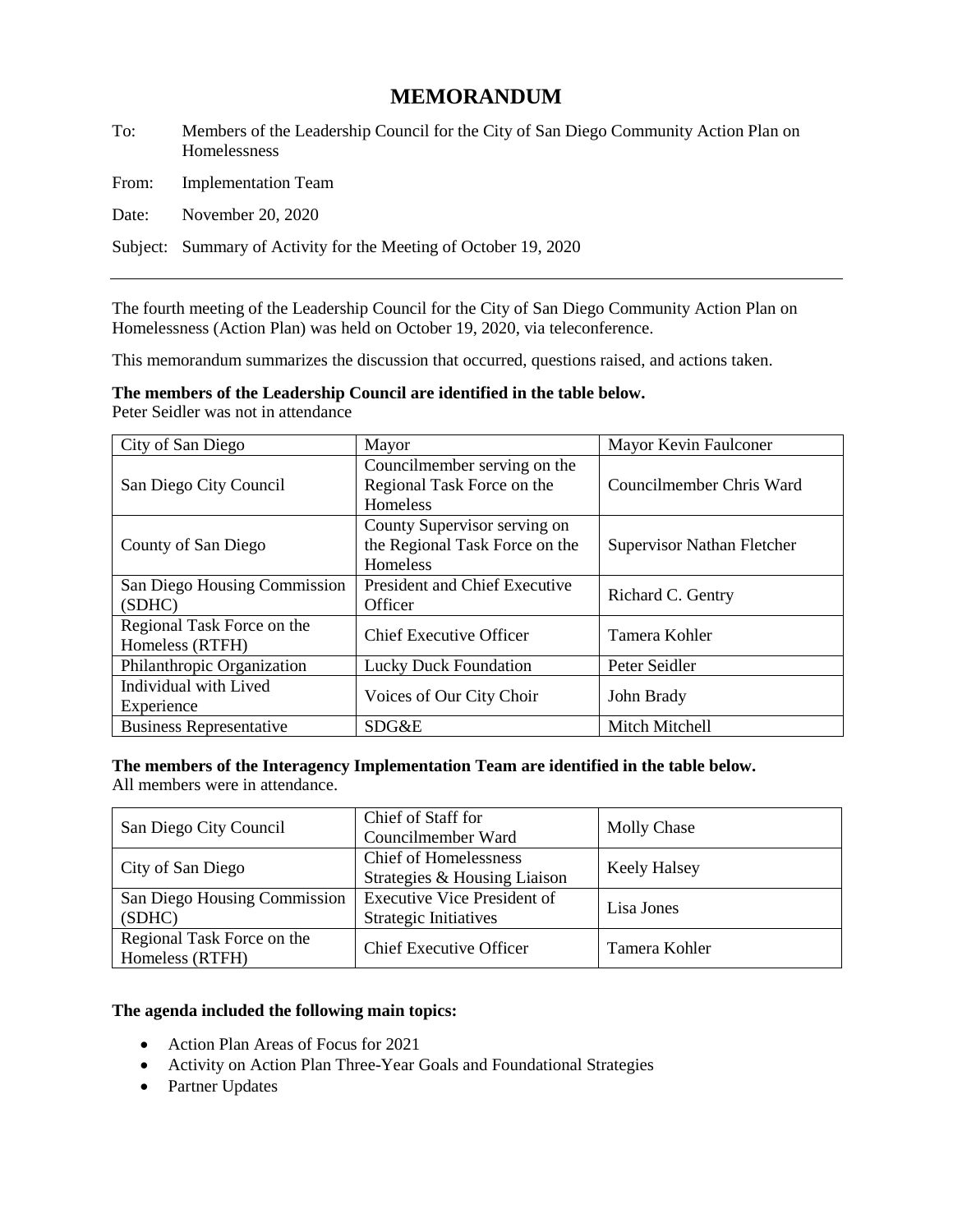# MEMORANDUM

To: Members of the Leadership Council for the City of San Diego Community Action Plan on Homelessness

From: Implementation Team

Date: November 20, 2020

Subject: Summary of Activity for the Meeting of October 19, 2020

---

The fourth meeting of the Leadership Council for the City of San Diego Community Action Plan on Homelessness (Action Plan) was held on October 19, 2020, via teleconference.

This memorandum summarizes the discussion that occurred, questions raised, and actions taken.

**The members of the Leadership Council are identified in the table below.**
Peter Seidler was not in attendance

| City of San Diego | Mayor | Mayor Kevin Faulconer |
|---|---|---|
| San Diego City Council | Councilmember serving on the Regional Task Force on the Homeless | Councilmember Chris Ward |
| County of San Diego | County Supervisor serving on the Regional Task Force on the Homeless | Supervisor Nathan Fletcher |
| San Diego Housing Commission (SDHC) | President and Chief Executive Officer | Richard C. Gentry |
| Regional Task Force on the Homeless (RTFH) | Chief Executive Officer | Tamera Kohler |
| Philanthropic Organization | Lucky Duck Foundation | Peter Seidler |
| Individual with Lived Experience | Voices of Our City Choir | John Brady |
| Business Representative | SDG&E | Mitch Mitchell |

**The members of the Interagency Implementation Team are identified in the table below.**
All members were in attendance.

| San Diego City Council | Chief of Staff for Councilmember Ward | Molly Chase |
|---|---|---|
| City of San Diego | Chief of Homelessness Strategies & Housing Liaison | Keely Halsey |
| San Diego Housing Commission (SDHC) | Executive Vice President of Strategic Initiatives | Lisa Jones |
| Regional Task Force on the Homeless (RTFH) | Chief Executive Officer | Tamera Kohler |

**The agenda included the following main topics:**

- Action Plan Areas of Focus for 2021
- Activity on Action Plan Three-Year Goals and Foundational Strategies
- Partner Updates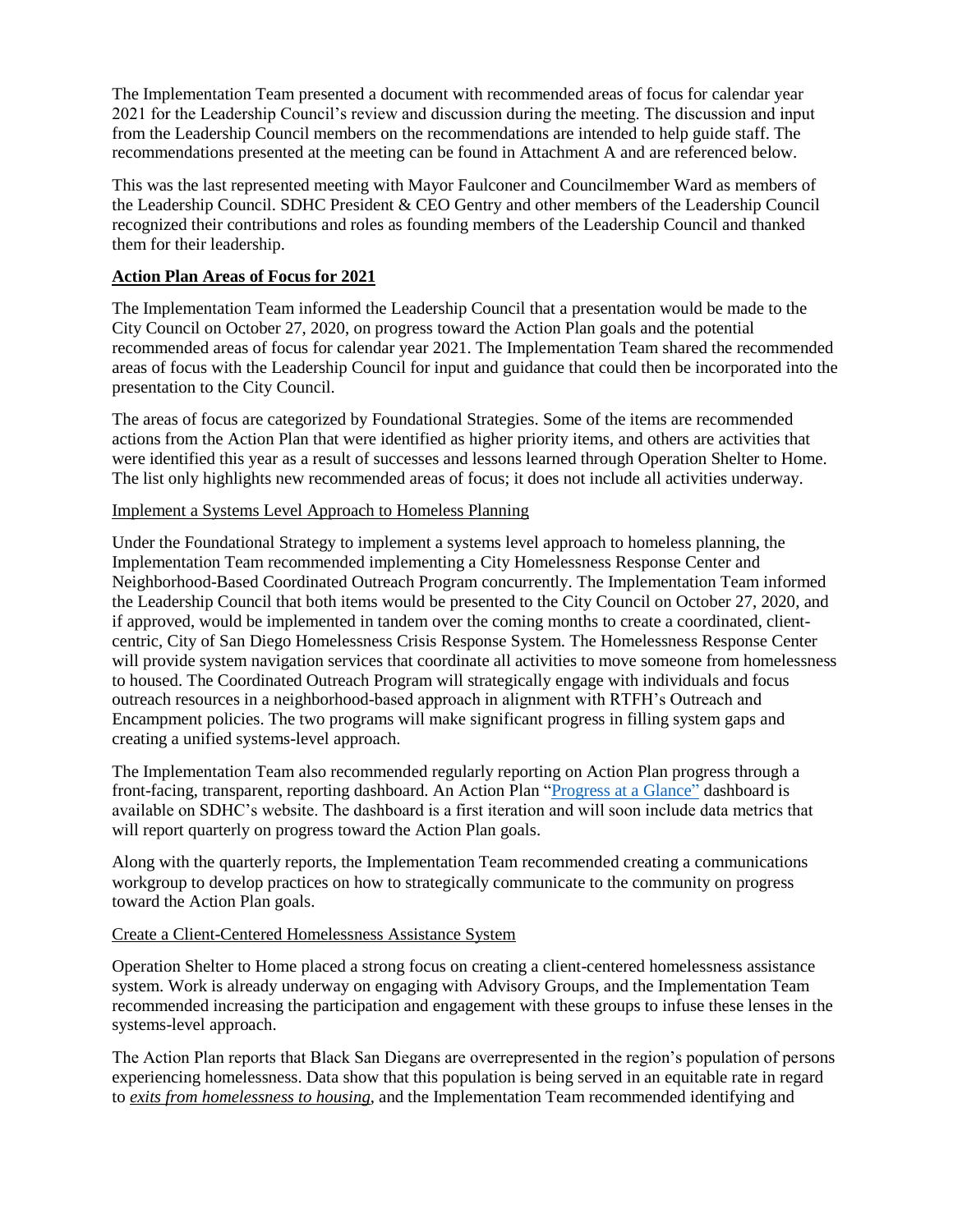The Implementation Team presented a document with recommended areas of focus for calendar year 2021 for the Leadership Council's review and discussion during the meeting. The discussion and input from the Leadership Council members on the recommendations are intended to help guide staff. The recommendations presented at the meeting can be found in Attachment A and are referenced below.

This was the last represented meeting with Mayor Faulconer and Councilmember Ward as members of the Leadership Council. SDHC President & CEO Gentry and other members of the Leadership Council recognized their contributions and roles as founding members of the Leadership Council and thanked them for their leadership.

## Action Plan Areas of Focus for 2021

The Implementation Team informed the Leadership Council that a presentation would be made to the City Council on October 27, 2020, on progress toward the Action Plan goals and the potential recommended areas of focus for calendar year 2021. The Implementation Team shared the recommended areas of focus with the Leadership Council for input and guidance that could then be incorporated into the presentation to the City Council.

The areas of focus are categorized by Foundational Strategies. Some of the items are recommended actions from the Action Plan that were identified as higher priority items, and others are activities that were identified this year as a result of successes and lessons learned through Operation Shelter to Home. The list only highlights new recommended areas of focus; it does not include all activities underway.

### Implement a Systems Level Approach to Homeless Planning

Under the Foundational Strategy to implement a systems level approach to homeless planning, the Implementation Team recommended implementing a City Homelessness Response Center and Neighborhood-Based Coordinated Outreach Program concurrently. The Implementation Team informed the Leadership Council that both items would be presented to the City Council on October 27, 2020, and if approved, would be implemented in tandem over the coming months to create a coordinated, client-centric, City of San Diego Homelessness Crisis Response System. The Homelessness Response Center will provide system navigation services that coordinate all activities to move someone from homelessness to housed. The Coordinated Outreach Program will strategically engage with individuals and focus outreach resources in a neighborhood-based approach in alignment with RTFH's Outreach and Encampment policies. The two programs will make significant progress in filling system gaps and creating a unified systems-level approach.

The Implementation Team also recommended regularly reporting on Action Plan progress through a front-facing, transparent, reporting dashboard. An Action Plan "Progress at a Glance" dashboard is available on SDHC's website. The dashboard is a first iteration and will soon include data metrics that will report quarterly on progress toward the Action Plan goals.

Along with the quarterly reports, the Implementation Team recommended creating a communications workgroup to develop practices on how to strategically communicate to the community on progress toward the Action Plan goals.

### Create a Client-Centered Homelessness Assistance System

Operation Shelter to Home placed a strong focus on creating a client-centered homelessness assistance system. Work is already underway on engaging with Advisory Groups, and the Implementation Team recommended increasing the participation and engagement with these groups to infuse these lenses in the systems-level approach.

The Action Plan reports that Black San Diegans are overrepresented in the region's population of persons experiencing homelessness. Data show that this population is being served in an equitable rate in regard to ***exits from homelessness to housing***, and the Implementation Team recommended identifying and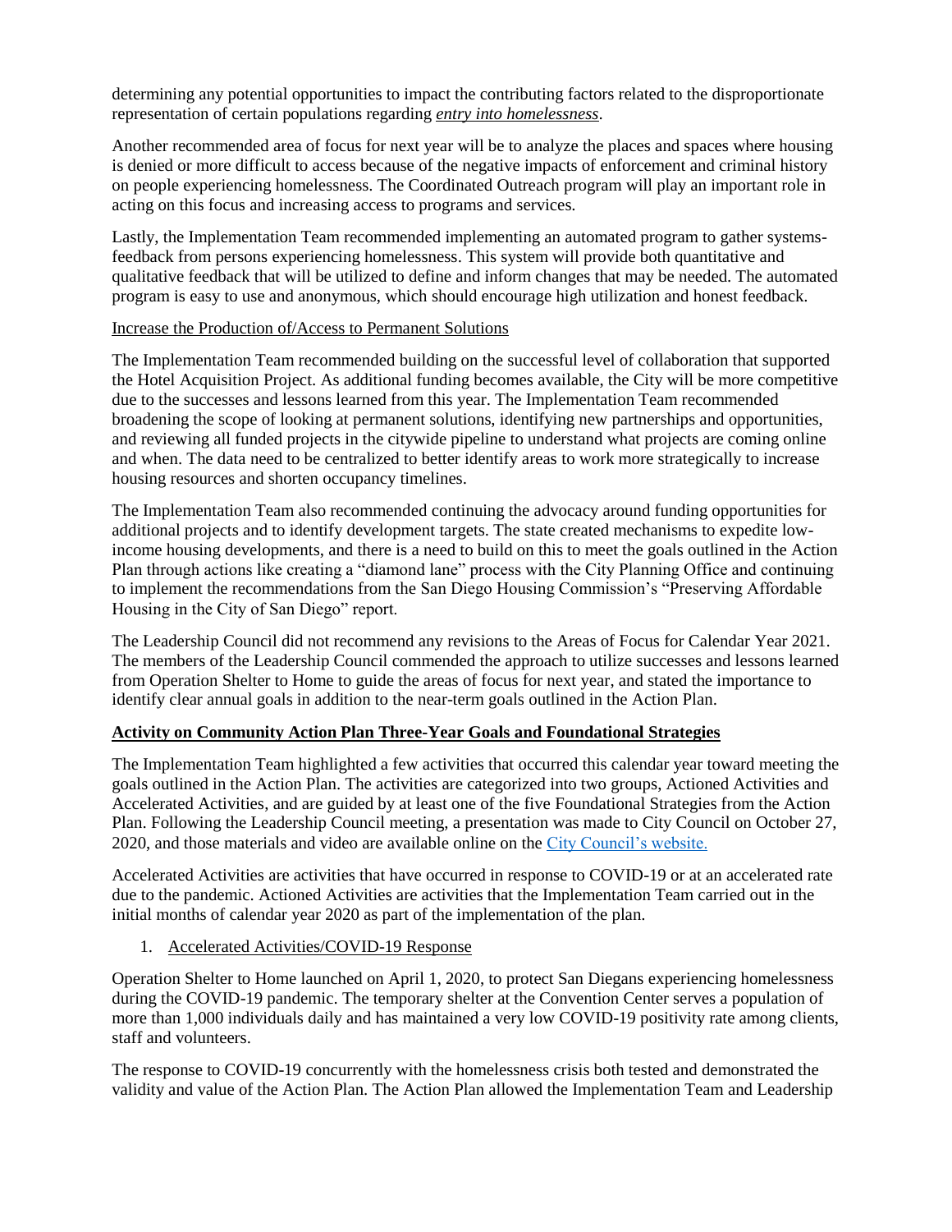determining any potential opportunities to impact the contributing factors related to the disproportionate representation of certain populations regarding ***entry into homelessness***.

Another recommended area of focus for next year will be to analyze the places and spaces where housing is denied or more difficult to access because of the negative impacts of enforcement and criminal history on people experiencing homelessness. The Coordinated Outreach program will play an important role in acting on this focus and increasing access to programs and services.

Lastly, the Implementation Team recommended implementing an automated program to gather systems-feedback from persons experiencing homelessness. This system will provide both quantitative and qualitative feedback that will be utilized to define and inform changes that may be needed. The automated program is easy to use and anonymous, which should encourage high utilization and honest feedback.

Increase the Production of/Access to Permanent Solutions

The Implementation Team recommended building on the successful level of collaboration that supported the Hotel Acquisition Project. As additional funding becomes available, the City will be more competitive due to the successes and lessons learned from this year. The Implementation Team recommended broadening the scope of looking at permanent solutions, identifying new partnerships and opportunities, and reviewing all funded projects in the citywide pipeline to understand what projects are coming online and when. The data need to be centralized to better identify areas to work more strategically to increase housing resources and shorten occupancy timelines.

The Implementation Team also recommended continuing the advocacy around funding opportunities for additional projects and to identify development targets. The state created mechanisms to expedite low-income housing developments, and there is a need to build on this to meet the goals outlined in the Action Plan through actions like creating a "diamond lane" process with the City Planning Office and continuing to implement the recommendations from the San Diego Housing Commission's "Preserving Affordable Housing in the City of San Diego" report.

The Leadership Council did not recommend any revisions to the Areas of Focus for Calendar Year 2021. The members of the Leadership Council commended the approach to utilize successes and lessons learned from Operation Shelter to Home to guide the areas of focus for next year, and stated the importance to identify clear annual goals in addition to the near-term goals outlined in the Action Plan.

## Activity on Community Action Plan Three-Year Goals and Foundational Strategies

The Implementation Team highlighted a few activities that occurred this calendar year toward meeting the goals outlined in the Action Plan. The activities are categorized into two groups, Actioned Activities and Accelerated Activities, and are guided by at least one of the five Foundational Strategies from the Action Plan. Following the Leadership Council meeting, a presentation was made to City Council on October 27, 2020, and those materials and video are available online on the [City Council's website.]()

Accelerated Activities are activities that have occurred in response to COVID-19 or at an accelerated rate due to the pandemic. Actioned Activities are activities that the Implementation Team carried out in the initial months of calendar year 2020 as part of the implementation of the plan.

1. Accelerated Activities/COVID-19 Response

Operation Shelter to Home launched on April 1, 2020, to protect San Diegans experiencing homelessness during the COVID-19 pandemic. The temporary shelter at the Convention Center serves a population of more than 1,000 individuals daily and has maintained a very low COVID-19 positivity rate among clients, staff and volunteers.

The response to COVID-19 concurrently with the homelessness crisis both tested and demonstrated the validity and value of the Action Plan. The Action Plan allowed the Implementation Team and Leadership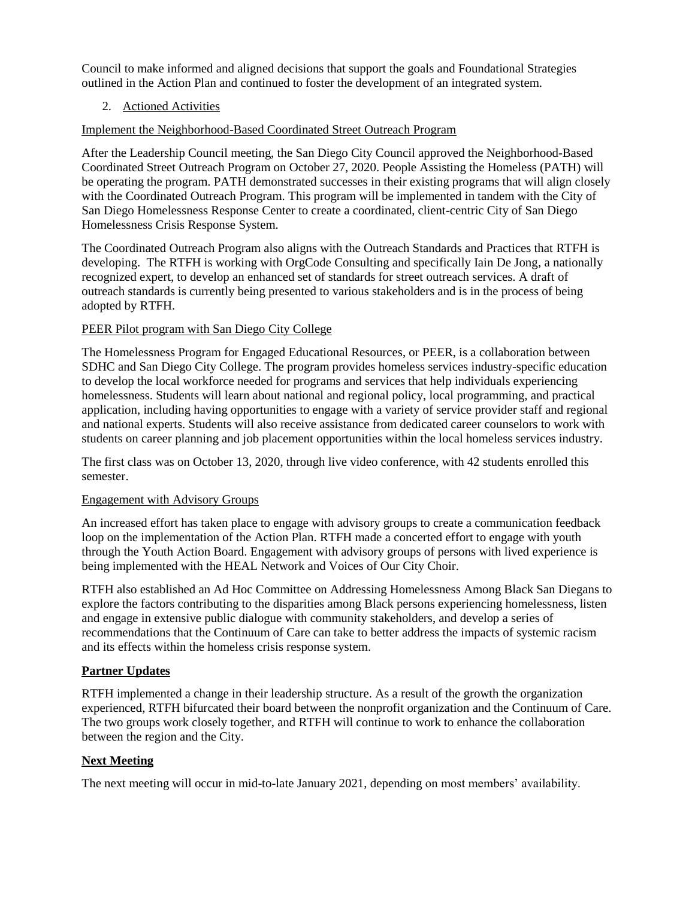Council to make informed and aligned decisions that support the goals and Foundational Strategies outlined in the Action Plan and continued to foster the development of an integrated system.

2. Actioned Activities

Implement the Neighborhood-Based Coordinated Street Outreach Program

After the Leadership Council meeting, the San Diego City Council approved the Neighborhood-Based Coordinated Street Outreach Program on October 27, 2020. People Assisting the Homeless (PATH) will be operating the program. PATH demonstrated successes in their existing programs that will align closely with the Coordinated Outreach Program. This program will be implemented in tandem with the City of San Diego Homelessness Response Center to create a coordinated, client-centric City of San Diego Homelessness Crisis Response System.

The Coordinated Outreach Program also aligns with the Outreach Standards and Practices that RTFH is developing. The RTFH is working with OrgCode Consulting and specifically Iain De Jong, a nationally recognized expert, to develop an enhanced set of standards for street outreach services. A draft of outreach standards is currently being presented to various stakeholders and is in the process of being adopted by RTFH.

PEER Pilot program with San Diego City College

The Homelessness Program for Engaged Educational Resources, or PEER, is a collaboration between SDHC and San Diego City College. The program provides homeless services industry-specific education to develop the local workforce needed for programs and services that help individuals experiencing homelessness. Students will learn about national and regional policy, local programming, and practical application, including having opportunities to engage with a variety of service provider staff and regional and national experts. Students will also receive assistance from dedicated career counselors to work with students on career planning and job placement opportunities within the local homeless services industry.

The first class was on October 13, 2020, through live video conference, with 42 students enrolled this semester.

Engagement with Advisory Groups

An increased effort has taken place to engage with advisory groups to create a communication feedback loop on the implementation of the Action Plan. RTFH made a concerted effort to engage with youth through the Youth Action Board. Engagement with advisory groups of persons with lived experience is being implemented with the HEAL Network and Voices of Our City Choir.

RTFH also established an Ad Hoc Committee on Addressing Homelessness Among Black San Diegans to explore the factors contributing to the disparities among Black persons experiencing homelessness, listen and engage in extensive public dialogue with community stakeholders, and develop a series of recommendations that the Continuum of Care can take to better address the impacts of systemic racism and its effects within the homeless crisis response system.

## Partner Updates

RTFH implemented a change in their leadership structure. As a result of the growth the organization experienced, RTFH bifurcated their board between the nonprofit organization and the Continuum of Care. The two groups work closely together, and RTFH will continue to work to enhance the collaboration between the region and the City.

## Next Meeting

The next meeting will occur in mid-to-late January 2021, depending on most members' availability.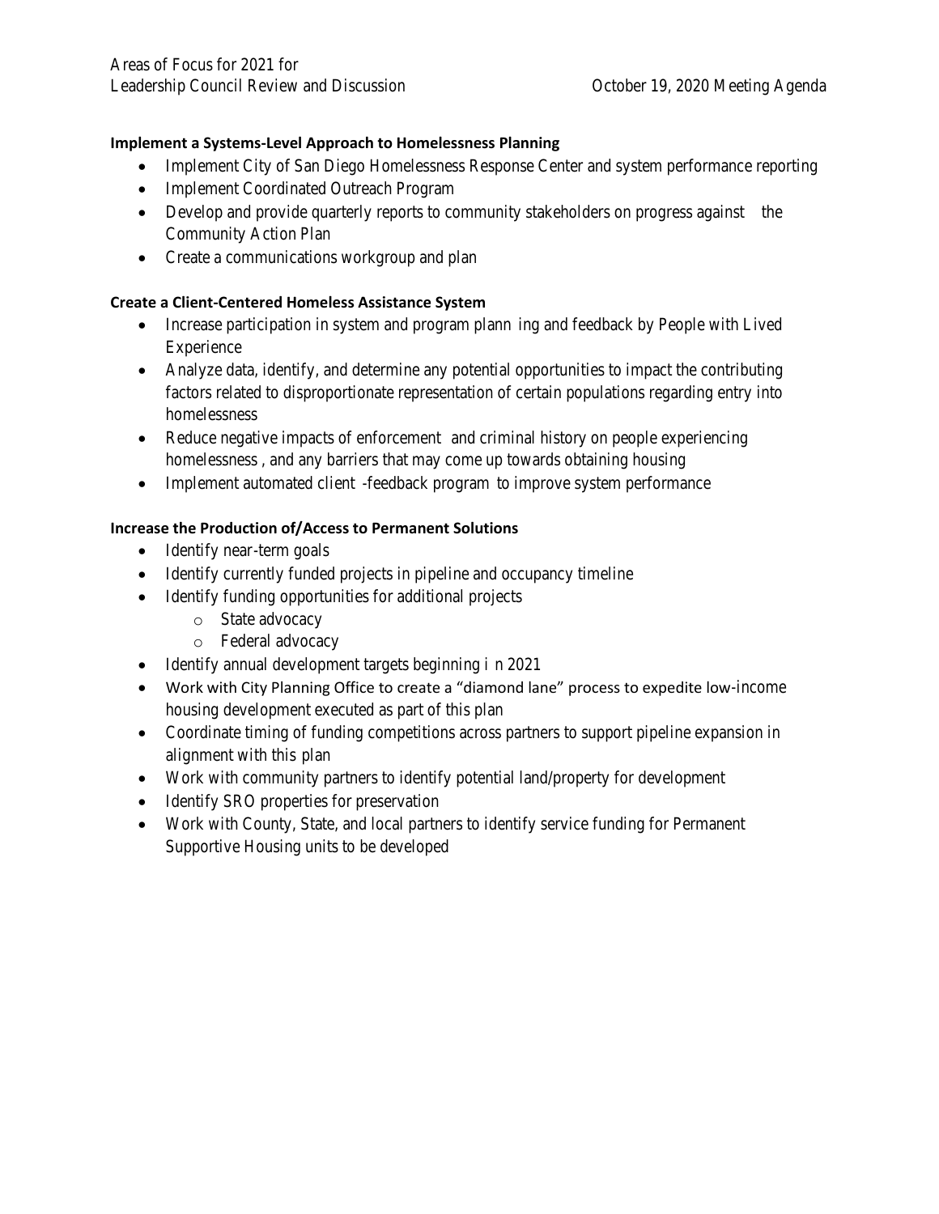Areas of Focus for 2021 for
Leadership Council Review and Discussion

October 19, 2020 Meeting Agenda

**Implement a Systems-Level Approach to Homelessness Planning**

- Implement City of San Diego Homelessness Response Center and system performance reporting
- Implement Coordinated Outreach Program
- Develop and provide quarterly reports to community stakeholders on progress against the Community Action Plan
- Create a communications workgroup and plan

**Create a Client-Centered Homeless Assistance System**

- Increase participation in system and program planning and feedback by People with Lived Experience
- Analyze data, identify, and determine any potential opportunities to impact the contributing factors related to disproportionate representation of certain populations regarding entry into homelessness
- Reduce negative impacts of enforcement and criminal history on people experiencing homelessness, and any barriers that may come up towards obtaining housing
- Implement automated client-feedback program to improve system performance

**Increase the Production of/Access to Permanent Solutions**

- Identify near-term goals
- Identify currently funded projects in pipeline and occupancy timeline
- Identify funding opportunities for additional projects
  - State advocacy
  - Federal advocacy
- Identify annual development targets beginning in 2021
- Work with City Planning Office to create a "diamond lane" process to expedite low-income housing development executed as part of this plan
- Coordinate timing of funding competitions across partners to support pipeline expansion in alignment with this plan
- Work with community partners to identify potential land/property for development
- Identify SRO properties for preservation
- Work with County, State, and local partners to identify service funding for Permanent Supportive Housing units to be developed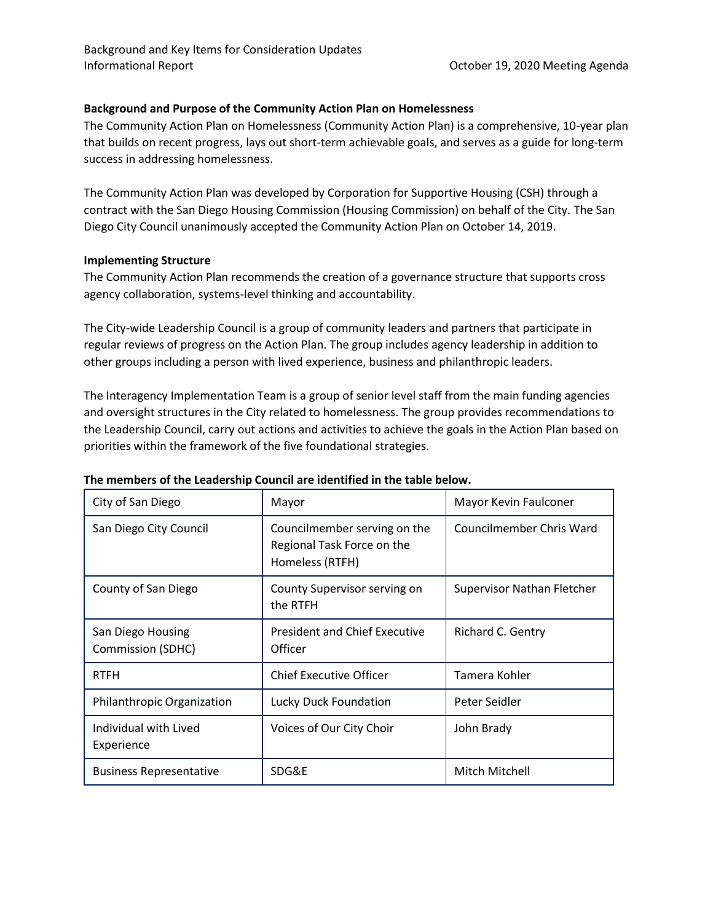Background and Key Items for Consideration Updates
Informational Report October 19, 2020 Meeting Agenda

**Background and Purpose of the Community Action Plan on Homelessness**

The Community Action Plan on Homelessness (Community Action Plan) is a comprehensive, 10-year plan that builds on recent progress, lays out short-term achievable goals, and serves as a guide for long-term success in addressing homelessness.

The Community Action Plan was developed by Corporation for Supportive Housing (CSH) through a contract with the San Diego Housing Commission (Housing Commission) on behalf of the City. The San Diego City Council unanimously accepted the Community Action Plan on October 14, 2019.

**Implementing Structure**

The Community Action Plan recommends the creation of a governance structure that supports cross agency collaboration, systems-level thinking and accountability.

The City-wide Leadership Council is a group of community leaders and partners that participate in regular reviews of progress on the Action Plan. The group includes agency leadership in addition to other groups including a person with lived experience, business and philanthropic leaders.

The Interagency Implementation Team is a group of senior level staff from the main funding agencies and oversight structures in the City related to homelessness. The group provides recommendations to the Leadership Council, carry out actions and activities to achieve the goals in the Action Plan based on priorities within the framework of the five foundational strategies.

**The members of the Leadership Council are identified in the table below.**

| | | |
|---|---|---|
| City of San Diego | Mayor | Mayor Kevin Faulconer |
| San Diego City Council | Councilmember serving on the Regional Task Force on the Homeless (RTFH) | Councilmember Chris Ward |
| County of San Diego | County Supervisor serving on the RTFH | Supervisor Nathan Fletcher |
| San Diego Housing Commission (SDHC) | President and Chief Executive Officer | Richard C. Gentry |
| RTFH | Chief Executive Officer | Tamera Kohler |
| Philanthropic Organization | Lucky Duck Foundation | Peter Seidler |
| Individual with Lived Experience | Voices of Our City Choir | John Brady |
| Business Representative | SDG&E | Mitch Mitchell |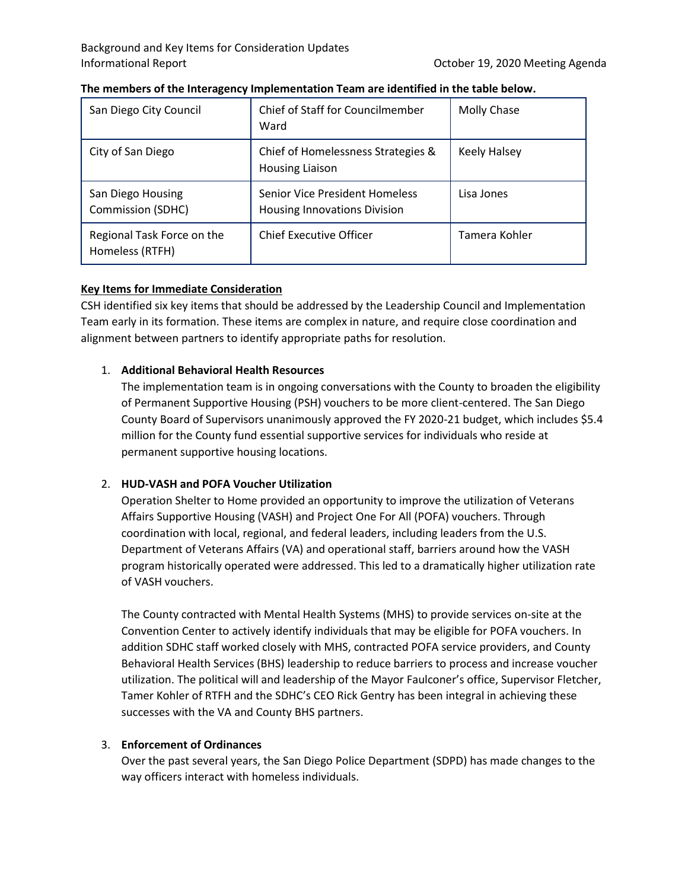**The members of the Interagency Implementation Team are identified in the table below.**

| | | |
|---|---|---|
| San Diego City Council | Chief of Staff for Councilmember Ward | Molly Chase |
| City of San Diego | Chief of Homelessness Strategies & Housing Liaison | Keely Halsey |
| San Diego Housing Commission (SDHC) | Senior Vice President Homeless Housing Innovations Division | Lisa Jones |
| Regional Task Force on the Homeless (RTFH) | Chief Executive Officer | Tamera Kohler |

**Key Items for Immediate Consideration**

CSH identified six key items that should be addressed by the Leadership Council and Implementation Team early in its formation. These items are complex in nature, and require close coordination and alignment between partners to identify appropriate paths for resolution.

1. **Additional Behavioral Health Resources**

   The implementation team is in ongoing conversations with the County to broaden the eligibility of Permanent Supportive Housing (PSH) vouchers to be more client-centered. The San Diego County Board of Supervisors unanimously approved the FY 2020-21 budget, which includes $5.4 million for the County fund essential supportive services for individuals who reside at permanent supportive housing locations.

2. **HUD-VASH and POFA Voucher Utilization**

   Operation Shelter to Home provided an opportunity to improve the utilization of Veterans Affairs Supportive Housing (VASH) and Project One For All (POFA) vouchers. Through coordination with local, regional, and federal leaders, including leaders from the U.S. Department of Veterans Affairs (VA) and operational staff, barriers around how the VASH program historically operated were addressed. This led to a dramatically higher utilization rate of VASH vouchers.

   The County contracted with Mental Health Systems (MHS) to provide services on-site at the Convention Center to actively identify individuals that may be eligible for POFA vouchers. In addition SDHC staff worked closely with MHS, contracted POFA service providers, and County Behavioral Health Services (BHS) leadership to reduce barriers to process and increase voucher utilization. The political will and leadership of the Mayor Faulconer's office, Supervisor Fletcher, Tamer Kohler of RTFH and the SDHC's CEO Rick Gentry has been integral in achieving these successes with the VA and County BHS partners.

3. **Enforcement of Ordinances**

   Over the past several years, the San Diego Police Department (SDPD) has made changes to the way officers interact with homeless individuals.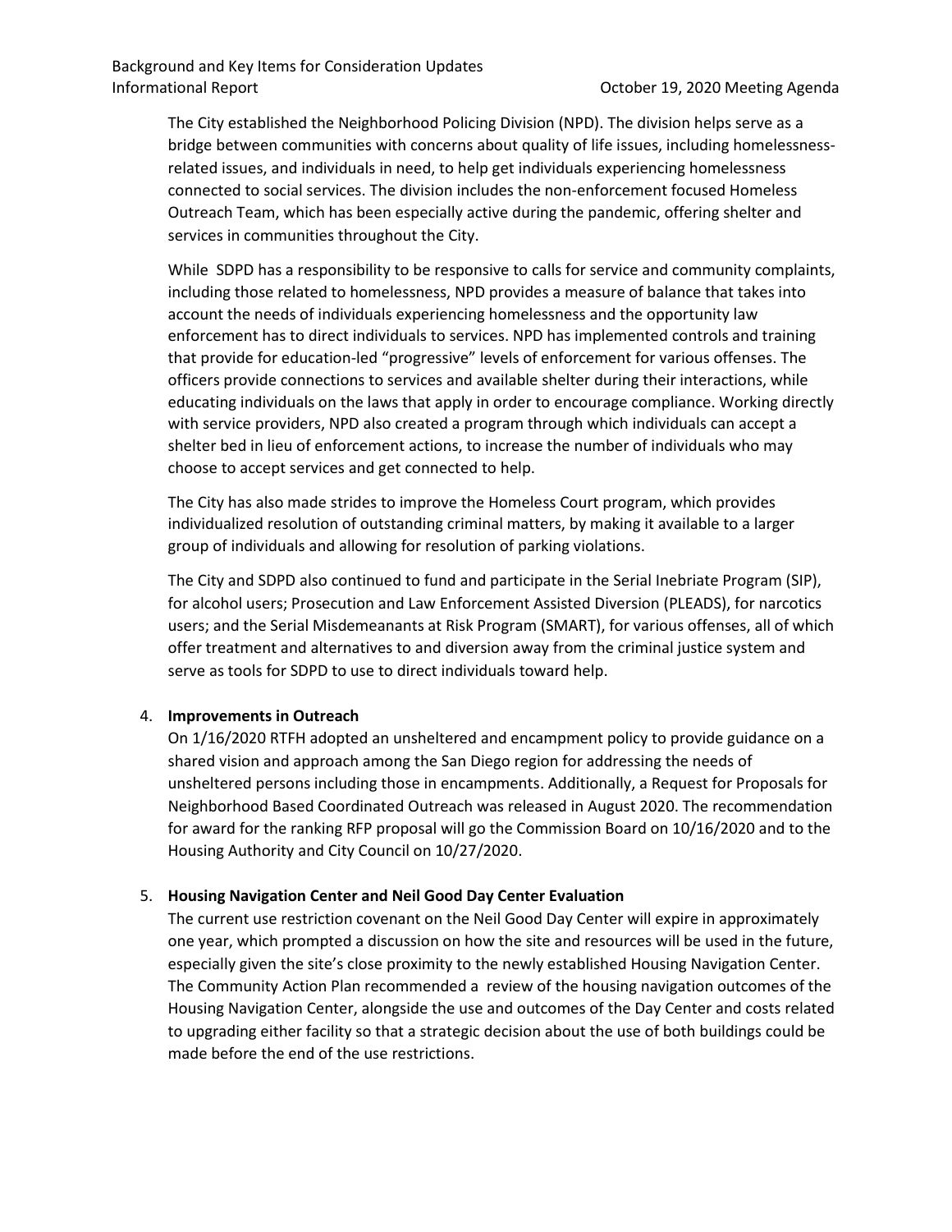The City established the Neighborhood Policing Division (NPD). The division helps serve as a bridge between communities with concerns about quality of life issues, including homelessness-related issues, and individuals in need, to help get individuals experiencing homelessness connected to social services. The division includes the non-enforcement focused Homeless Outreach Team, which has been especially active during the pandemic, offering shelter and services in communities throughout the City.

While SDPD has a responsibility to be responsive to calls for service and community complaints, including those related to homelessness, NPD provides a measure of balance that takes into account the needs of individuals experiencing homelessness and the opportunity law enforcement has to direct individuals to services. NPD has implemented controls and training that provide for education-led "progressive" levels of enforcement for various offenses. The officers provide connections to services and available shelter during their interactions, while educating individuals on the laws that apply in order to encourage compliance. Working directly with service providers, NPD also created a program through which individuals can accept a shelter bed in lieu of enforcement actions, to increase the number of individuals who may choose to accept services and get connected to help.

The City has also made strides to improve the Homeless Court program, which provides individualized resolution of outstanding criminal matters, by making it available to a larger group of individuals and allowing for resolution of parking violations.

The City and SDPD also continued to fund and participate in the Serial Inebriate Program (SIP), for alcohol users; Prosecution and Law Enforcement Assisted Diversion (PLEADS), for narcotics users; and the Serial Misdemeanants at Risk Program (SMART), for various offenses, all of which offer treatment and alternatives to and diversion away from the criminal justice system and serve as tools for SDPD to use to direct individuals toward help.

4. **Improvements in Outreach**
   On 1/16/2020 RTFH adopted an unsheltered and encampment policy to provide guidance on a shared vision and approach among the San Diego region for addressing the needs of unsheltered persons including those in encampments. Additionally, a Request for Proposals for Neighborhood Based Coordinated Outreach was released in August 2020. The recommendation for award for the ranking RFP proposal will go the Commission Board on 10/16/2020 and to the Housing Authority and City Council on 10/27/2020.

5. **Housing Navigation Center and Neil Good Day Center Evaluation**
   The current use restriction covenant on the Neil Good Day Center will expire in approximately one year, which prompted a discussion on how the site and resources will be used in the future, especially given the site's close proximity to the newly established Housing Navigation Center. The Community Action Plan recommended a review of the housing navigation outcomes of the Housing Navigation Center, alongside the use and outcomes of the Day Center and costs related to upgrading either facility so that a strategic decision about the use of both buildings could be made before the end of the use restrictions.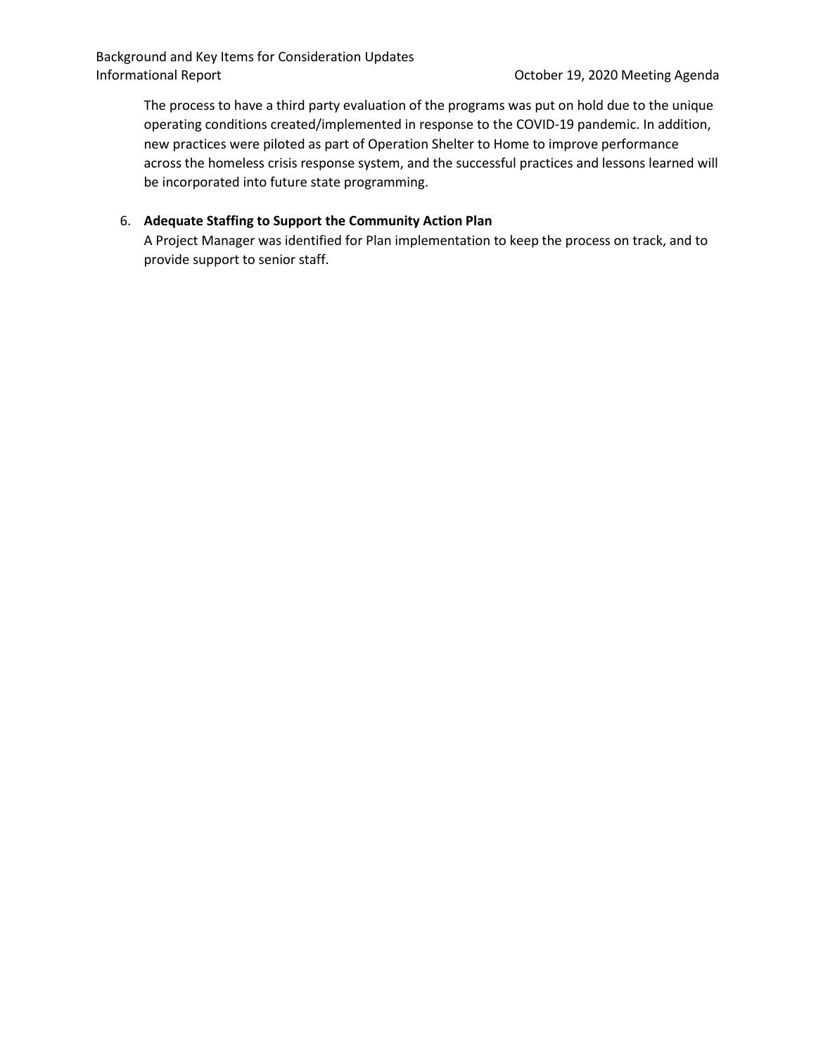The process to have a third party evaluation of the programs was put on hold due to the unique operating conditions created/implemented in response to the COVID-19 pandemic. In addition, new practices were piloted as part of Operation Shelter to Home to improve performance across the homeless crisis response system, and the successful practices and lessons learned will be incorporated into future state programming.

6. **Adequate Staffing to Support the Community Action Plan**
   A Project Manager was identified for Plan implementation to keep the process on track, and to provide support to senior staff.